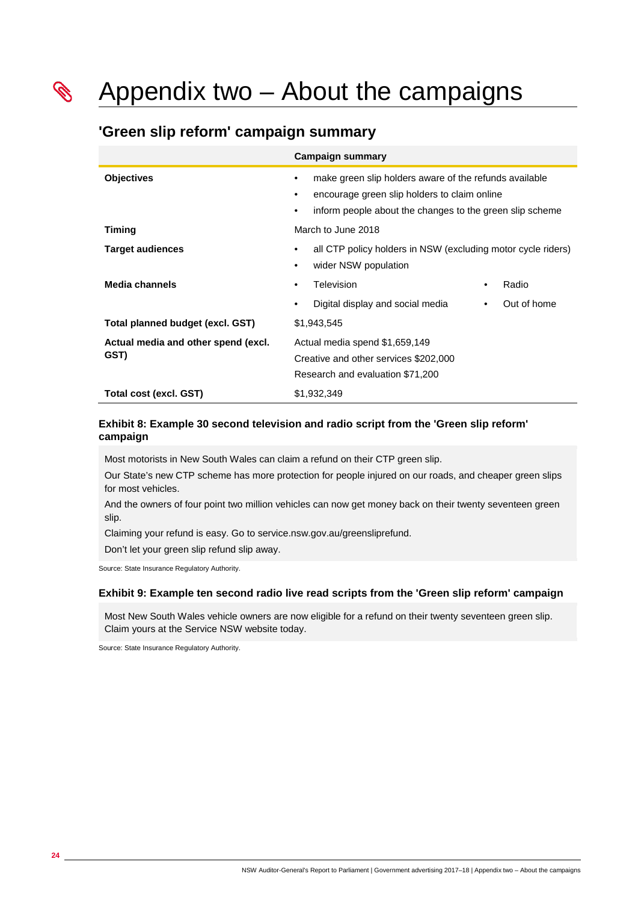# Appendix two – About the campaigns

## 'Green slip reform' campaign summary

| | Campaign summary |
|---|---|
| **Objectives** | • make green slip holders aware of the refunds available<br>• encourage green slip holders to claim online<br>• inform people about the changes to the green slip scheme |
| **Timing** | March to June 2018 |
| **Target audiences** | • all CTP policy holders in NSW (excluding motor cycle riders)<br>• wider NSW population |
| **Media channels** | • Television<br>• Radio<br>• Digital display and social media<br>• Out of home |
| **Total planned budget (excl. GST)** | $1,943,545 |
| **Actual media and other spend (excl. GST)** | Actual media spend $1,659,149<br>Creative and other services $202,000<br>Research and evaluation $71,200 |
| **Total cost (excl. GST)** | $1,932,349 |

#### Exhibit 8: Example 30 second television and radio script from the 'Green slip reform' campaign

Most motorists in New South Wales can claim a refund on their CTP green slip.

Our State's new CTP scheme has more protection for people injured on our roads, and cheaper green slips for most vehicles.

And the owners of four point two million vehicles can now get money back on their twenty seventeen green slip.

Claiming your refund is easy. Go to service.nsw.gov.au/greensliprefund.

Don't let your green slip refund slip away.

Source: State Insurance Regulatory Authority.

#### Exhibit 9: Example ten second radio live read scripts from the 'Green slip reform' campaign

Most New South Wales vehicle owners are now eligible for a refund on their twenty seventeen green slip. Claim yours at the Service NSW website today.

Source: State Insurance Regulatory Authority.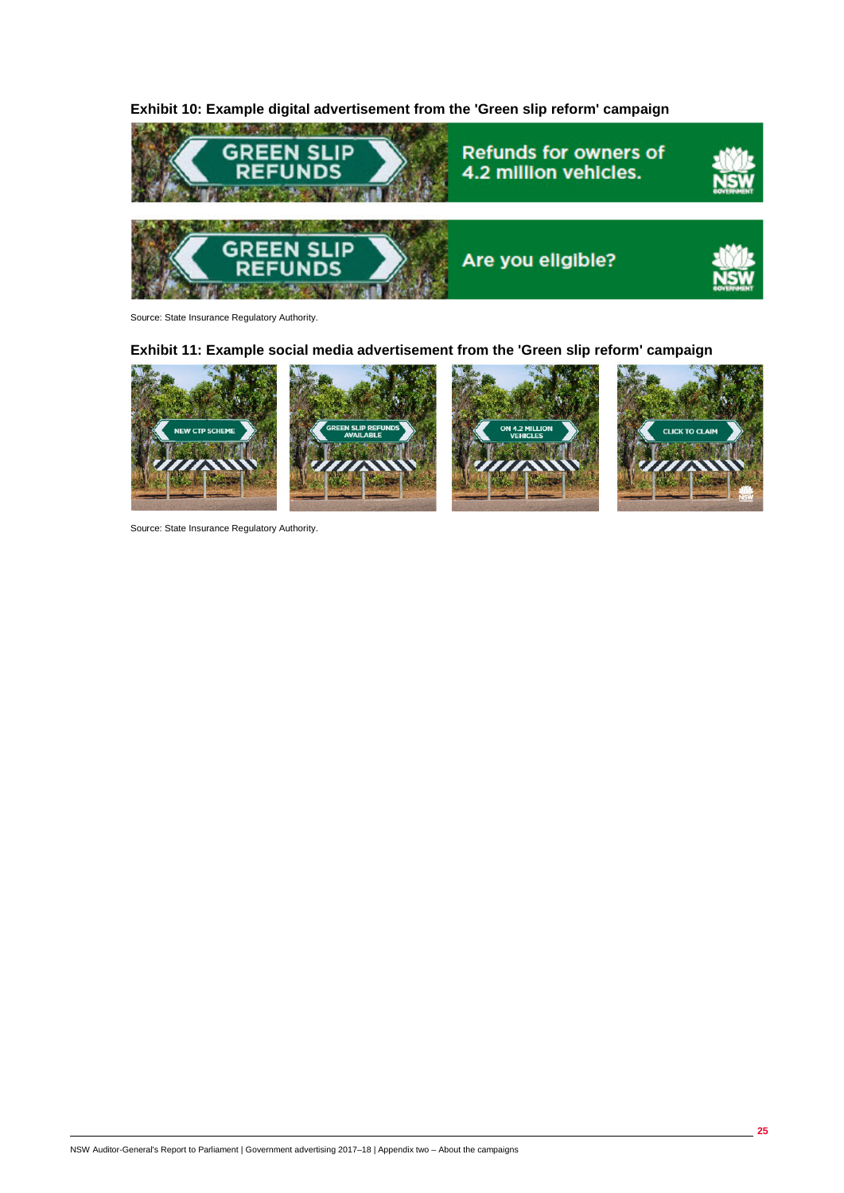**Exhibit 10: Example digital advertisement from the 'Green slip reform' campaign**

Source: State Insurance Regulatory Authority.

**Exhibit 11: Example social media advertisement from the 'Green slip reform' campaign**

Source: State Insurance Regulatory Authority.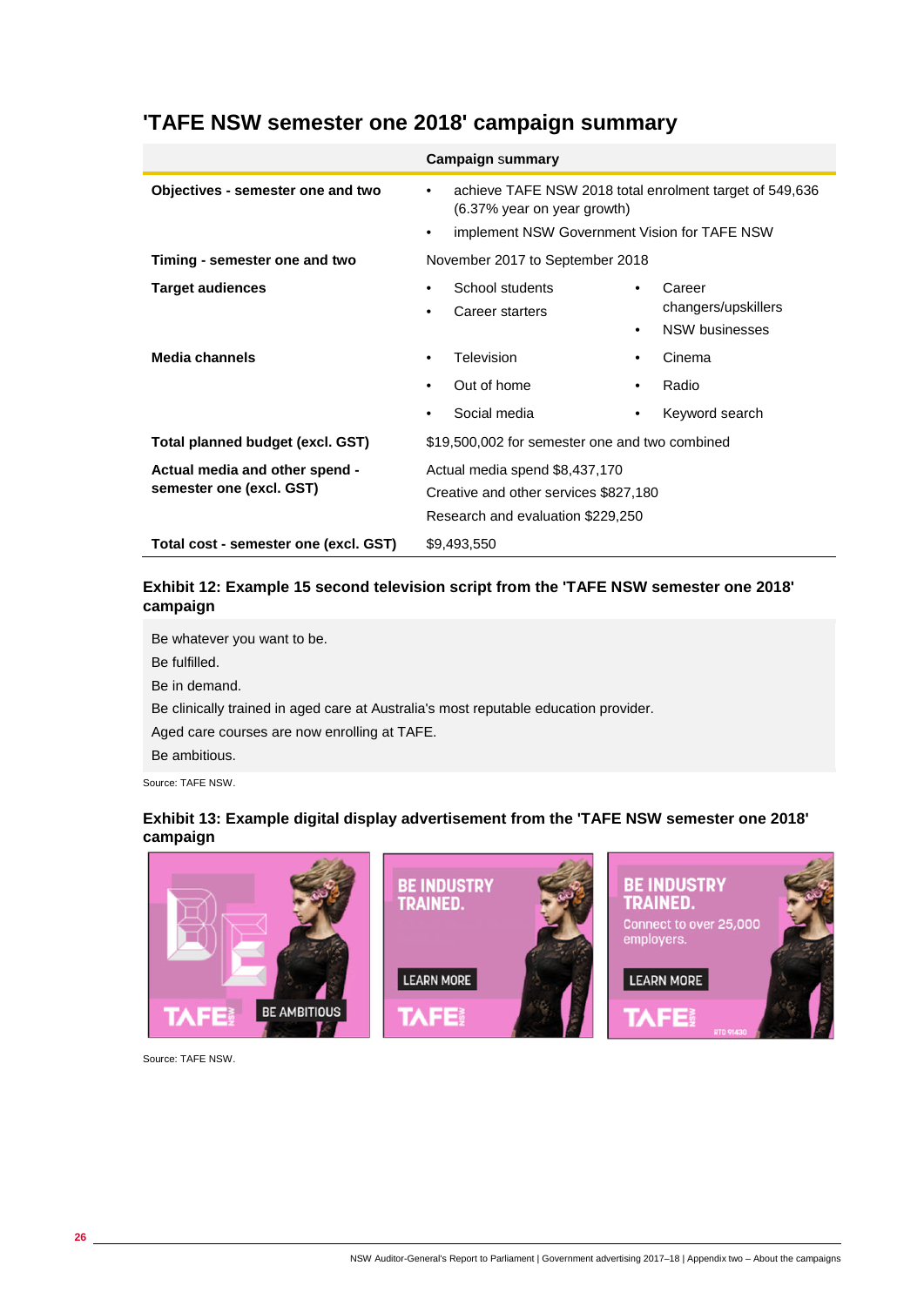## 'TAFE NSW semester one 2018' campaign summary

| | Campaign summary | |
|---|---|---|
| **Objectives - semester one and two** | • achieve TAFE NSW 2018 total enrolment target of 549,636 (6.37% year on year growth)<br>• implement NSW Government Vision for TAFE NSW | |
| **Timing - semester one and two** | November 2017 to September 2018 | |
| **Target audiences** | • School students<br>• Career starters | • Career changers/upskillers<br>• NSW businesses |
| **Media channels** | • Television<br>• Out of home<br>• Social media | • Cinema<br>• Radio<br>• Keyword search |
| **Total planned budget (excl. GST)** | $19,500,002 for semester one and two combined | |
| **Actual media and other spend - semester one (excl. GST)** | Actual media spend $8,437,170<br>Creative and other services $827,180<br>Research and evaluation $229,250 | |
| **Total cost - semester one (excl. GST)** | $9,493,550 | |

### Exhibit 12: Example 15 second television script from the 'TAFE NSW semester one 2018' campaign

Be whatever you want to be.
Be fulfilled.
Be in demand.
Be clinically trained in aged care at Australia's most reputable education provider.
Aged care courses are now enrolling at TAFE.
Be ambitious.

Source: TAFE NSW.

### Exhibit 13: Example digital display advertisement from the 'TAFE NSW semester one 2018' campaign

Source: TAFE NSW.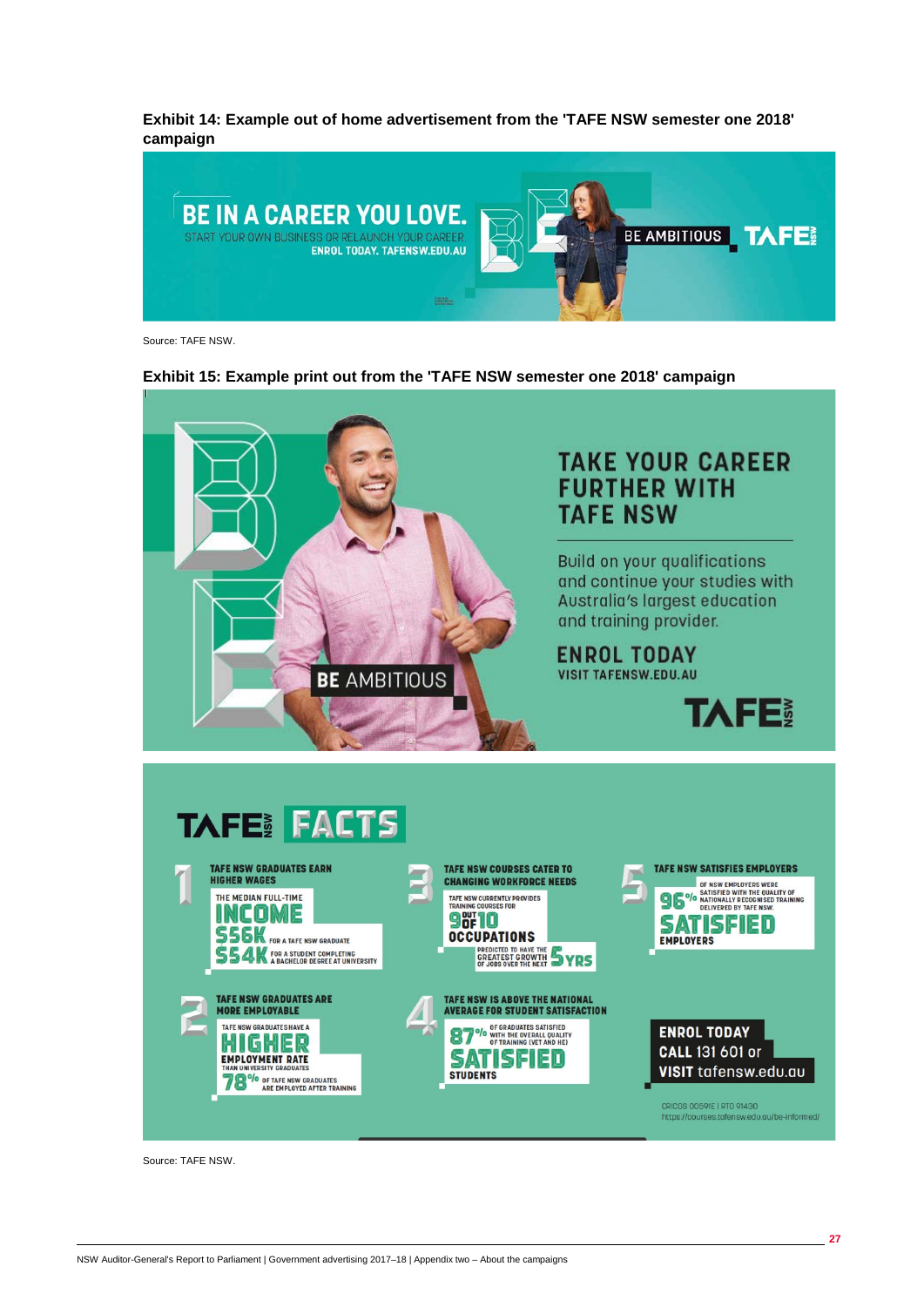**Exhibit 14: Example out of home advertisement from the 'TAFE NSW semester one 2018' campaign**

BE IN A CAREER YOU LOVE.

START YOUR OWN BUSINESS OR RELAUNCH YOUR CAREER.

ENROL TODAY. TAFENSW.EDU.AU

BE AMBITIOUS

TAFE NSW

Source: TAFE NSW.

**Exhibit 15: Example print out from the 'TAFE NSW semester one 2018' campaign**

BE AMBITIOUS

TAKE YOUR CAREER FURTHER WITH TAFE NSW

Build on your qualifications and continue your studies with Australia's largest education and training provider.

ENROL TODAY

VISIT TAFENSW.EDU.AU

TAFE NSW

TAFE NSW FACTS

1 TAFE NSW GRADUATES EARN HIGHER WAGES

THE MEDIAN FULL-TIME INCOME

$56K FOR A TAFE NSW GRADUATE

$54K FOR A STUDENT COMPLETING A BACHELOR DEGREE AT UNIVERSITY

2 TAFE NSW GRADUATES ARE MORE EMPLOYABLE

TAFE NSW GRADUATES HAVE A HIGHER EMPLOYMENT RATE THAN UNIVERSITY GRADUATES

78% OF TAFE NSW GRADUATES ARE EMPLOYED AFTER TRAINING

3 TAFE NSW COURSES CATER TO CHANGING WORKFORCE NEEDS

TAFE NSW CURRENTLY PROVIDES TRAINING COURSES FOR 9 OUT OF 10 OCCUPATIONS

PREDICTED TO HAVE THE GREATEST GROWTH OF JOBS OVER THE NEXT 5 YRS

4 TAFE NSW IS ABOVE THE NATIONAL AVERAGE FOR STUDENT SATISFACTION

87% OF GRADUATES SATISFIED WITH THE OVERALL QUALITY OF TRAINING (VET AND HE)

SATISFIED STUDENTS

5 TAFE NSW SATISFIES EMPLOYERS

96% OF NSW EMPLOYERS WERE SATISFIED WITH THE QUALITY OF NATIONALLY RECOGNISED TRAINING DELIVERED BY TAFE NSW.

SATISFIED EMPLOYERS

ENROL TODAY

CALL 131 601 or

VISIT tafensw.edu.au

CRICOS 00591E | RTO 91430

https://courses.tafensw.edu.au/be-informed/

Source: TAFE NSW.